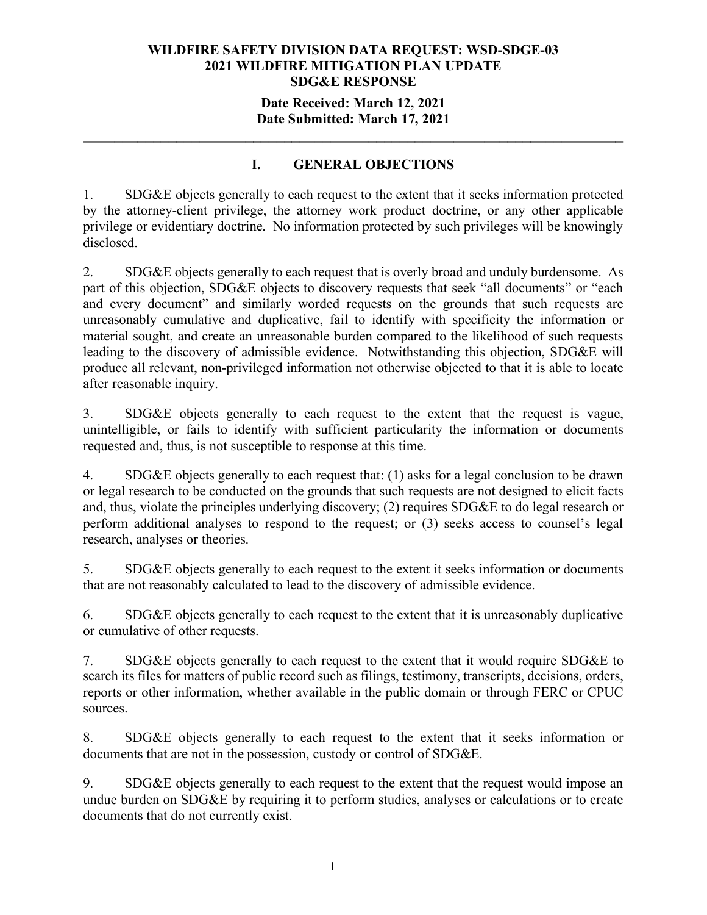**WILDFIRE SAFETY DIVISION DATA REQUEST: WSD-SDGE-03**
**2021 WILDFIRE MITIGATION PLAN UPDATE**
**SDG&E RESPONSE**

**Date Received: March 12, 2021**
**Date Submitted: March 17, 2021**

---

## I. GENERAL OBJECTIONS

1. SDG&E objects generally to each request to the extent that it seeks information protected by the attorney-client privilege, the attorney work product doctrine, or any other applicable privilege or evidentiary doctrine. No information protected by such privileges will be knowingly disclosed.

2. SDG&E objects generally to each request that is overly broad and unduly burdensome. As part of this objection, SDG&E objects to discovery requests that seek "all documents" or "each and every document" and similarly worded requests on the grounds that such requests are unreasonably cumulative and duplicative, fail to identify with specificity the information or material sought, and create an unreasonable burden compared to the likelihood of such requests leading to the discovery of admissible evidence. Notwithstanding this objection, SDG&E will produce all relevant, non-privileged information not otherwise objected to that it is able to locate after reasonable inquiry.

3. SDG&E objects generally to each request to the extent that the request is vague, unintelligible, or fails to identify with sufficient particularity the information or documents requested and, thus, is not susceptible to response at this time.

4. SDG&E objects generally to each request that: (1) asks for a legal conclusion to be drawn or legal research to be conducted on the grounds that such requests are not designed to elicit facts and, thus, violate the principles underlying discovery; (2) requires SDG&E to do legal research or perform additional analyses to respond to the request; or (3) seeks access to counsel's legal research, analyses or theories.

5. SDG&E objects generally to each request to the extent it seeks information or documents that are not reasonably calculated to lead to the discovery of admissible evidence.

6. SDG&E objects generally to each request to the extent that it is unreasonably duplicative or cumulative of other requests.

7. SDG&E objects generally to each request to the extent that it would require SDG&E to search its files for matters of public record such as filings, testimony, transcripts, decisions, orders, reports or other information, whether available in the public domain or through FERC or CPUC sources.

8. SDG&E objects generally to each request to the extent that it seeks information or documents that are not in the possession, custody or control of SDG&E.

9. SDG&E objects generally to each request to the extent that the request would impose an undue burden on SDG&E by requiring it to perform studies, analyses or calculations or to create documents that do not currently exist.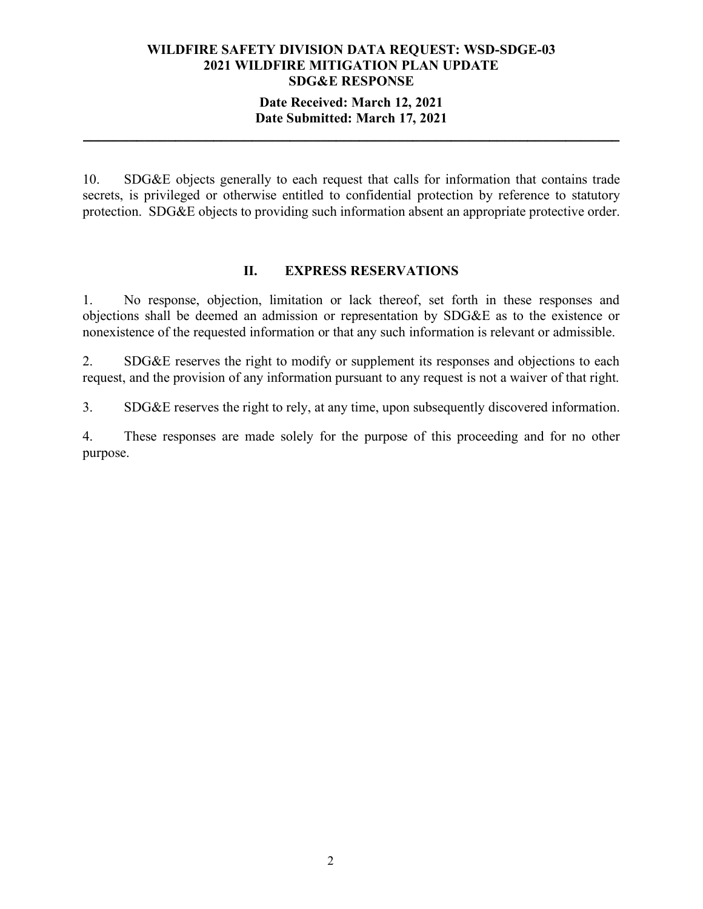10. SDG&E objects generally to each request that calls for information that contains trade secrets, is privileged or otherwise entitled to confidential protection by reference to statutory protection. SDG&E objects to providing such information absent an appropriate protective order.

## II. EXPRESS RESERVATIONS

1. No response, objection, limitation or lack thereof, set forth in these responses and objections shall be deemed an admission or representation by SDG&E as to the existence or nonexistence of the requested information or that any such information is relevant or admissible.

2. SDG&E reserves the right to modify or supplement its responses and objections to each request, and the provision of any information pursuant to any request is not a waiver of that right.

3. SDG&E reserves the right to rely, at any time, upon subsequently discovered information.

4. These responses are made solely for the purpose of this proceeding and for no other purpose.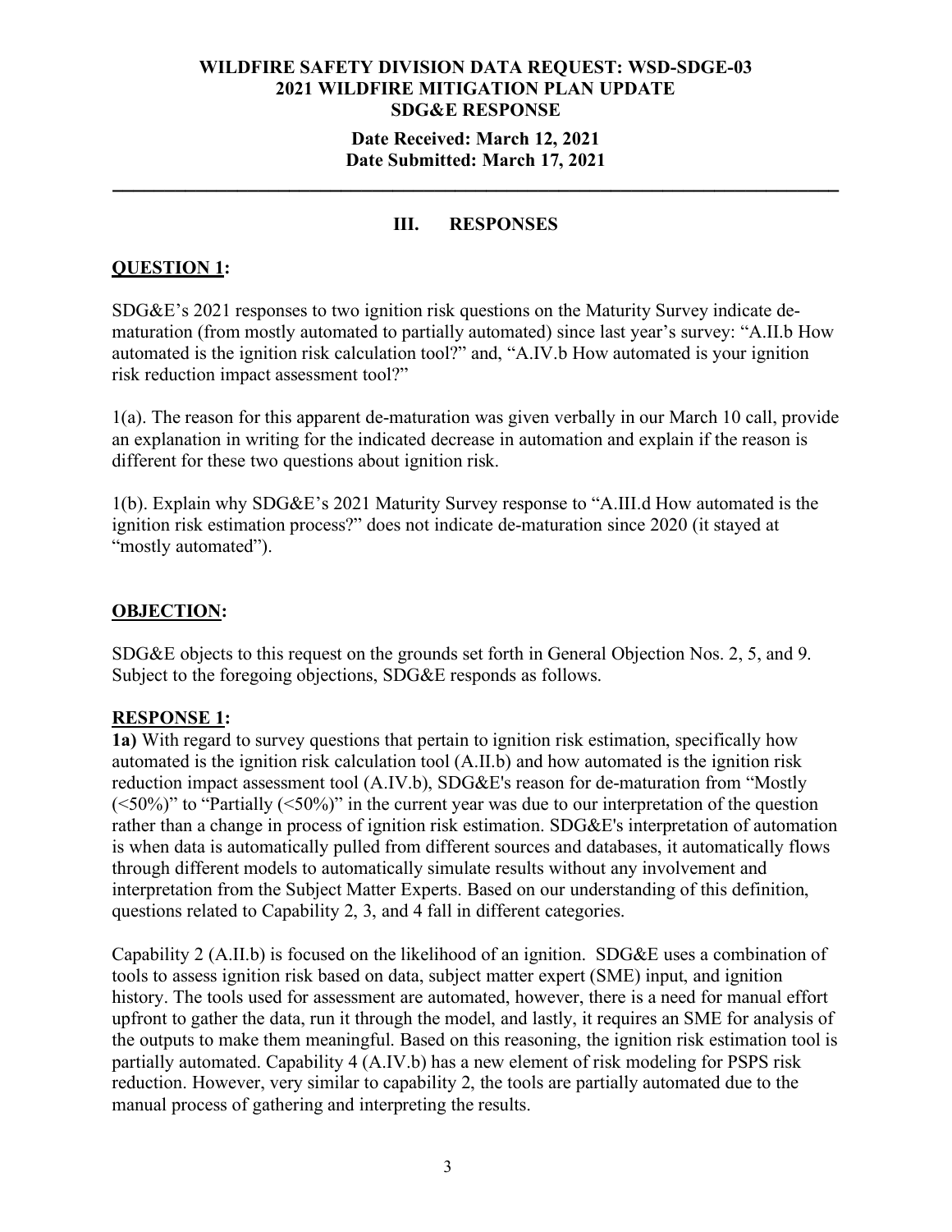**WILDFIRE SAFETY DIVISION DATA REQUEST: WSD-SDGE-03**
**2021 WILDFIRE MITIGATION PLAN UPDATE**
**SDG&E RESPONSE**

**Date Received: March 12, 2021**
**Date Submitted: March 17, 2021**

---

## III. RESPONSES

**QUESTION 1:**

SDG&E's 2021 responses to two ignition risk questions on the Maturity Survey indicate de-maturation (from mostly automated to partially automated) since last year's survey: "A.II.b How automated is the ignition risk calculation tool?" and, "A.IV.b How automated is your ignition risk reduction impact assessment tool?"

1(a). The reason for this apparent de-maturation was given verbally in our March 10 call, provide an explanation in writing for the indicated decrease in automation and explain if the reason is different for these two questions about ignition risk.

1(b). Explain why SDG&E's 2021 Maturity Survey response to "A.III.d How automated is the ignition risk estimation process?" does not indicate de-maturation since 2020 (it stayed at "mostly automated").

**OBJECTION:**

SDG&E objects to this request on the grounds set forth in General Objection Nos. 2, 5, and 9. Subject to the foregoing objections, SDG&E responds as follows.

**RESPONSE 1:**

**1a)** With regard to survey questions that pertain to ignition risk estimation, specifically how automated is the ignition risk calculation tool (A.II.b) and how automated is the ignition risk reduction impact assessment tool (A.IV.b), SDG&E's reason for de-maturation from "Mostly (<50%)" to "Partially (<50%)" in the current year was due to our interpretation of the question rather than a change in process of ignition risk estimation. SDG&E's interpretation of automation is when data is automatically pulled from different sources and databases, it automatically flows through different models to automatically simulate results without any involvement and interpretation from the Subject Matter Experts. Based on our understanding of this definition, questions related to Capability 2, 3, and 4 fall in different categories.

Capability 2 (A.II.b) is focused on the likelihood of an ignition. SDG&E uses a combination of tools to assess ignition risk based on data, subject matter expert (SME) input, and ignition history. The tools used for assessment are automated, however, there is a need for manual effort upfront to gather the data, run it through the model, and lastly, it requires an SME for analysis of the outputs to make them meaningful. Based on this reasoning, the ignition risk estimation tool is partially automated. Capability 4 (A.IV.b) has a new element of risk modeling for PSPS risk reduction. However, very similar to capability 2, the tools are partially automated due to the manual process of gathering and interpreting the results.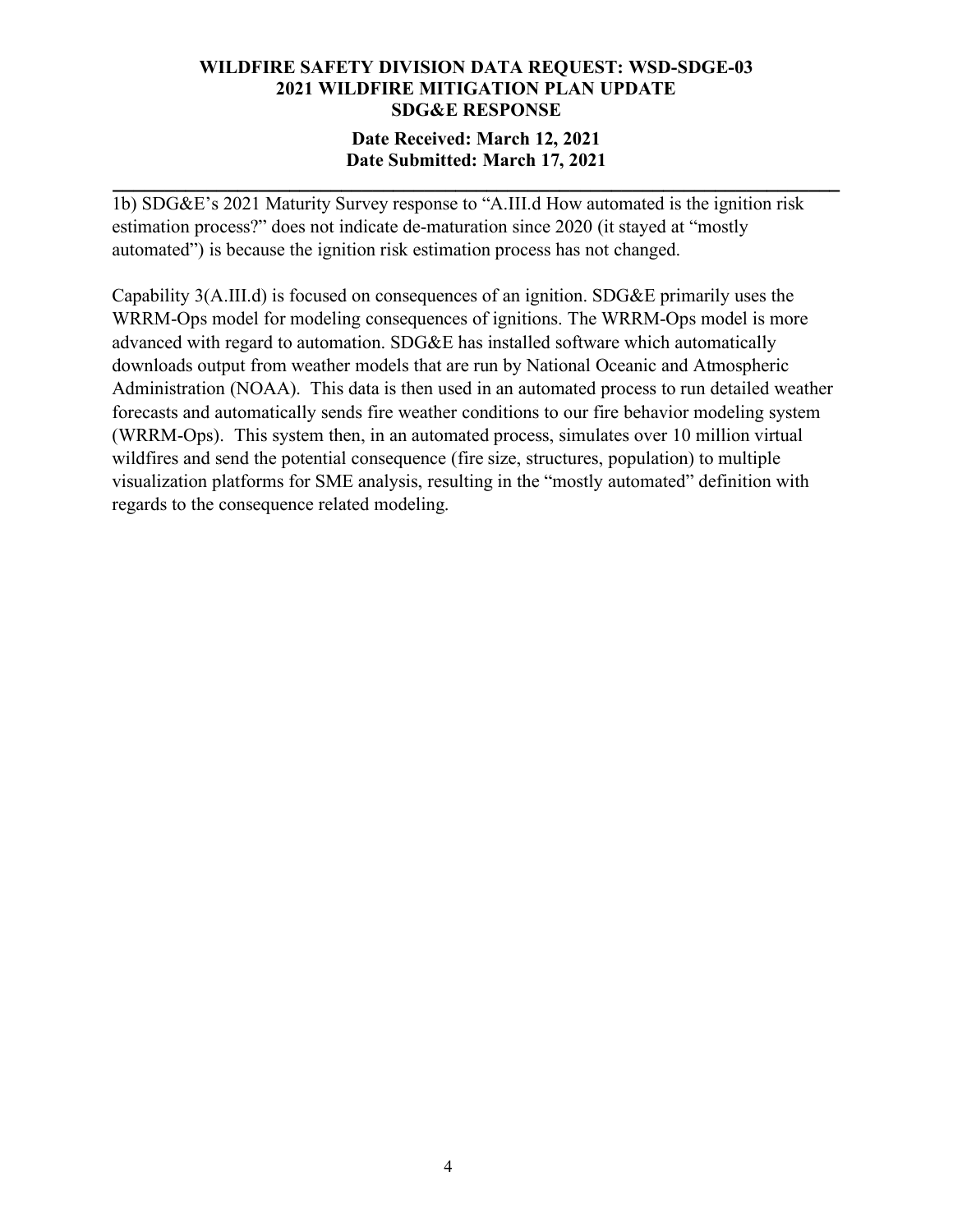**WILDFIRE SAFETY DIVISION DATA REQUEST: WSD-SDGE-03**
**2021 WILDFIRE MITIGATION PLAN UPDATE**
**SDG&E RESPONSE**

**Date Received: March 12, 2021**
**Date Submitted: March 17, 2021**

---

1b) SDG&E's 2021 Maturity Survey response to "A.III.d How automated is the ignition risk estimation process?" does not indicate de-maturation since 2020 (it stayed at "mostly automated") is because the ignition risk estimation process has not changed.

Capability 3(A.III.d) is focused on consequences of an ignition. SDG&E primarily uses the WRRM-Ops model for modeling consequences of ignitions. The WRRM-Ops model is more advanced with regard to automation. SDG&E has installed software which automatically downloads output from weather models that are run by National Oceanic and Atmospheric Administration (NOAA). This data is then used in an automated process to run detailed weather forecasts and automatically sends fire weather conditions to our fire behavior modeling system (WRRM-Ops). This system then, in an automated process, simulates over 10 million virtual wildfires and send the potential consequence (fire size, structures, population) to multiple visualization platforms for SME analysis, resulting in the "mostly automated" definition with regards to the consequence related modeling.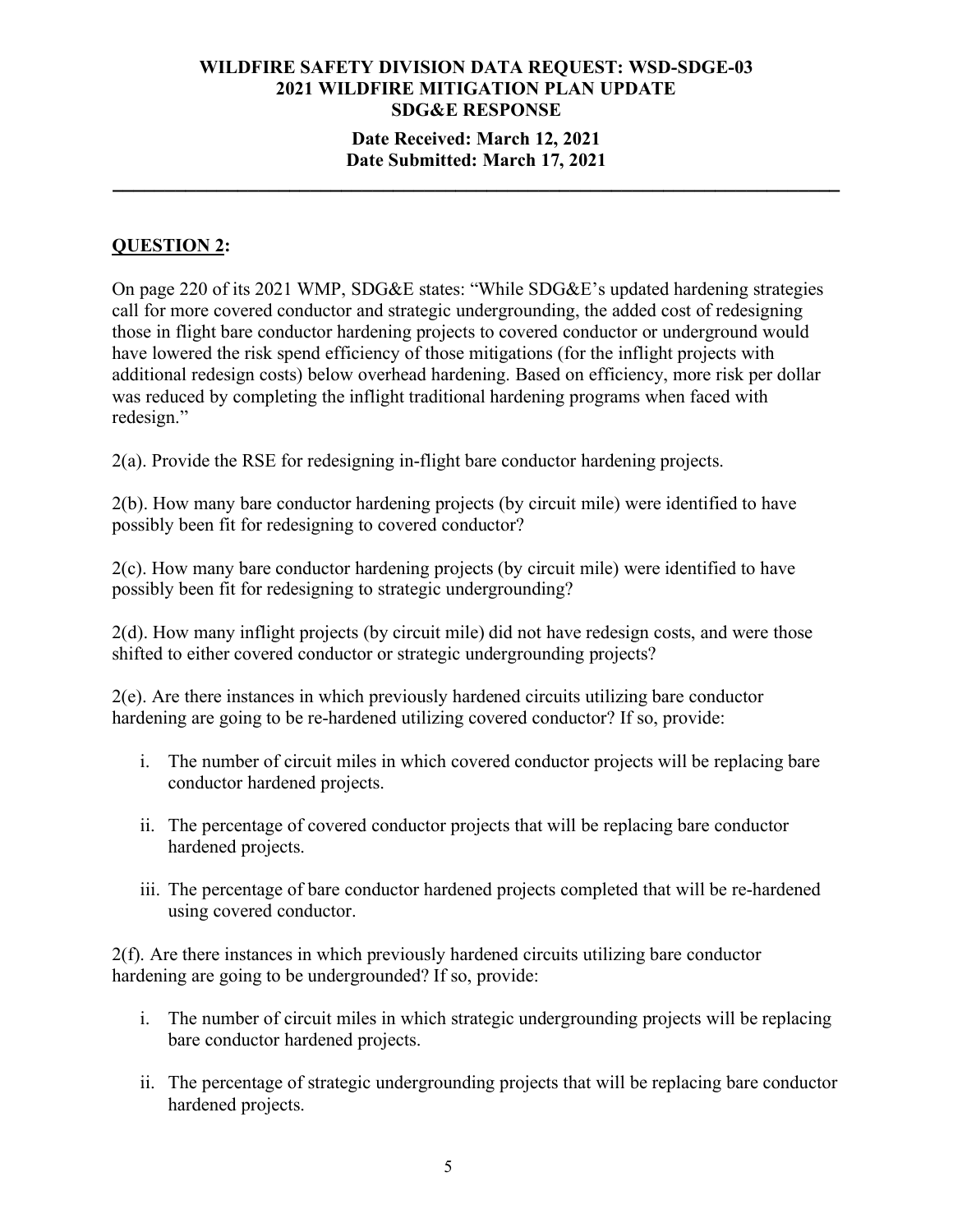**WILDFIRE SAFETY DIVISION DATA REQUEST: WSD-SDGE-03**
**2021 WILDFIRE MITIGATION PLAN UPDATE**
**SDG&E RESPONSE**

**Date Received: March 12, 2021**
**Date Submitted: March 17, 2021**

---

## QUESTION 2:

On page 220 of its 2021 WMP, SDG&E states: "While SDG&E's updated hardening strategies call for more covered conductor and strategic undergrounding, the added cost of redesigning those in flight bare conductor hardening projects to covered conductor or underground would have lowered the risk spend efficiency of those mitigations (for the inflight projects with additional redesign costs) below overhead hardening. Based on efficiency, more risk per dollar was reduced by completing the inflight traditional hardening programs when faced with redesign."

2(a). Provide the RSE for redesigning in-flight bare conductor hardening projects.

2(b). How many bare conductor hardening projects (by circuit mile) were identified to have possibly been fit for redesigning to covered conductor?

2(c). How many bare conductor hardening projects (by circuit mile) were identified to have possibly been fit for redesigning to strategic undergrounding?

2(d). How many inflight projects (by circuit mile) did not have redesign costs, and were those shifted to either covered conductor or strategic undergrounding projects?

2(e). Are there instances in which previously hardened circuits utilizing bare conductor hardening are going to be re-hardened utilizing covered conductor? If so, provide:

i. The number of circuit miles in which covered conductor projects will be replacing bare conductor hardened projects.

ii. The percentage of covered conductor projects that will be replacing bare conductor hardened projects.

iii. The percentage of bare conductor hardened projects completed that will be re-hardened using covered conductor.

2(f). Are there instances in which previously hardened circuits utilizing bare conductor hardening are going to be undergrounded? If so, provide:

i. The number of circuit miles in which strategic undergrounding projects will be replacing bare conductor hardened projects.

ii. The percentage of strategic undergrounding projects that will be replacing bare conductor hardened projects.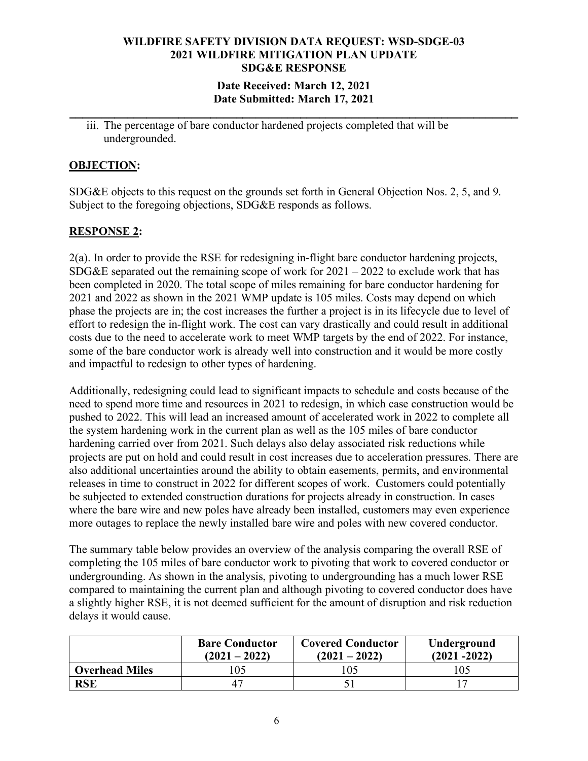iii. The percentage of bare conductor hardened projects completed that will be undergrounded.

**OBJECTION:**

SDG&E objects to this request on the grounds set forth in General Objection Nos. 2, 5, and 9. Subject to the foregoing objections, SDG&E responds as follows.

**RESPONSE 2:**

2(a). In order to provide the RSE for redesigning in-flight bare conductor hardening projects, SDG&E separated out the remaining scope of work for 2021 – 2022 to exclude work that has been completed in 2020. The total scope of miles remaining for bare conductor hardening for 2021 and 2022 as shown in the 2021 WMP update is 105 miles. Costs may depend on which phase the projects are in; the cost increases the further a project is in its lifecycle due to level of effort to redesign the in-flight work. The cost can vary drastically and could result in additional costs due to the need to accelerate work to meet WMP targets by the end of 2022. For instance, some of the bare conductor work is already well into construction and it would be more costly and impactful to redesign to other types of hardening.

Additionally, redesigning could lead to significant impacts to schedule and costs because of the need to spend more time and resources in 2021 to redesign, in which case construction would be pushed to 2022. This will lead an increased amount of accelerated work in 2022 to complete all the system hardening work in the current plan as well as the 105 miles of bare conductor hardening carried over from 2021. Such delays also delay associated risk reductions while projects are put on hold and could result in cost increases due to acceleration pressures. There are also additional uncertainties around the ability to obtain easements, permits, and environmental releases in time to construct in 2022 for different scopes of work. Customers could potentially be subjected to extended construction durations for projects already in construction. In cases where the bare wire and new poles have already been installed, customers may even experience more outages to replace the newly installed bare wire and poles with new covered conductor.

The summary table below provides an overview of the analysis comparing the overall RSE of completing the 105 miles of bare conductor work to pivoting that work to covered conductor or undergrounding. As shown in the analysis, pivoting to undergrounding has a much lower RSE compared to maintaining the current plan and although pivoting to covered conductor does have a slightly higher RSE, it is not deemed sufficient for the amount of disruption and risk reduction delays it would cause.

| | **Bare Conductor (2021 – 2022)** | **Covered Conductor (2021 – 2022)** | **Underground (2021 -2022)** |
|---|---|---|---|
| **Overhead Miles** | 105 | 105 | 105 |
| **RSE** | 47 | 51 | 17 |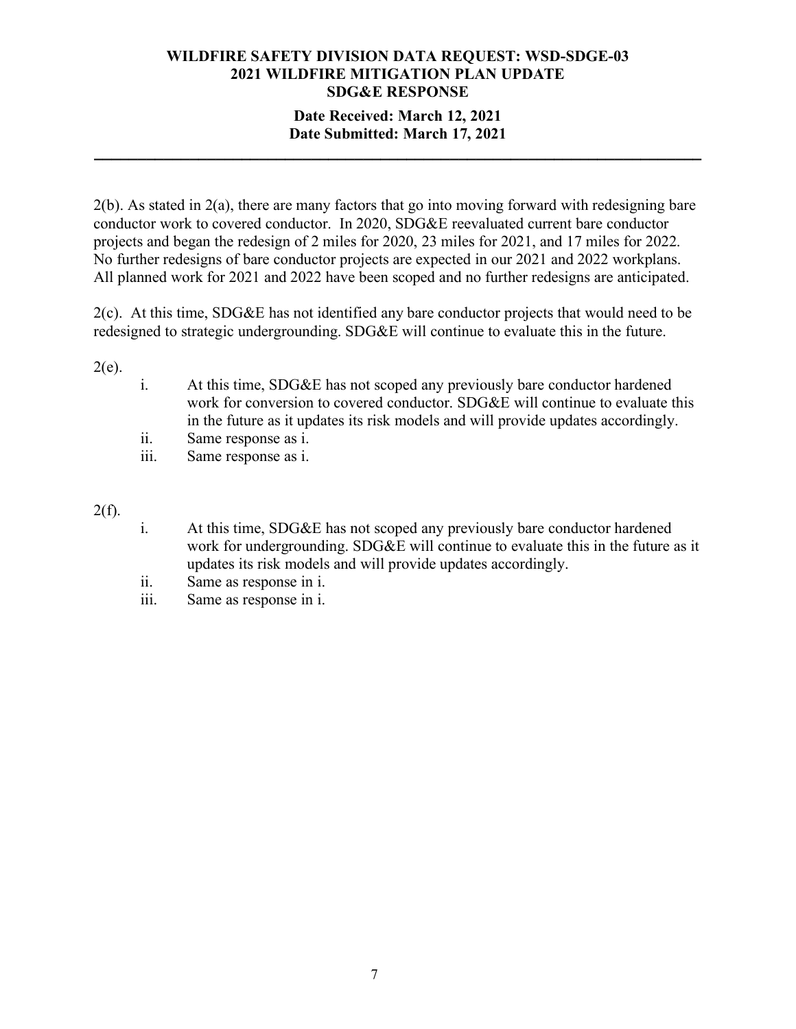2(b). As stated in 2(a), there are many factors that go into moving forward with redesigning bare conductor work to covered conductor. In 2020, SDG&E reevaluated current bare conductor projects and began the redesign of 2 miles for 2020, 23 miles for 2021, and 17 miles for 2022. No further redesigns of bare conductor projects are expected in our 2021 and 2022 workplans. All planned work for 2021 and 2022 have been scoped and no further redesigns are anticipated.

2(c). At this time, SDG&E has not identified any bare conductor projects that would need to be redesigned to strategic undergrounding. SDG&E will continue to evaluate this in the future.

2(e).

i. At this time, SDG&E has not scoped any previously bare conductor hardened work for conversion to covered conductor. SDG&E will continue to evaluate this in the future as it updates its risk models and will provide updates accordingly.

ii. Same response as i.

iii. Same response as i.

2(f).

i. At this time, SDG&E has not scoped any previously bare conductor hardened work for undergrounding. SDG&E will continue to evaluate this in the future as it updates its risk models and will provide updates accordingly.

ii. Same as response in i.

iii. Same as response in i.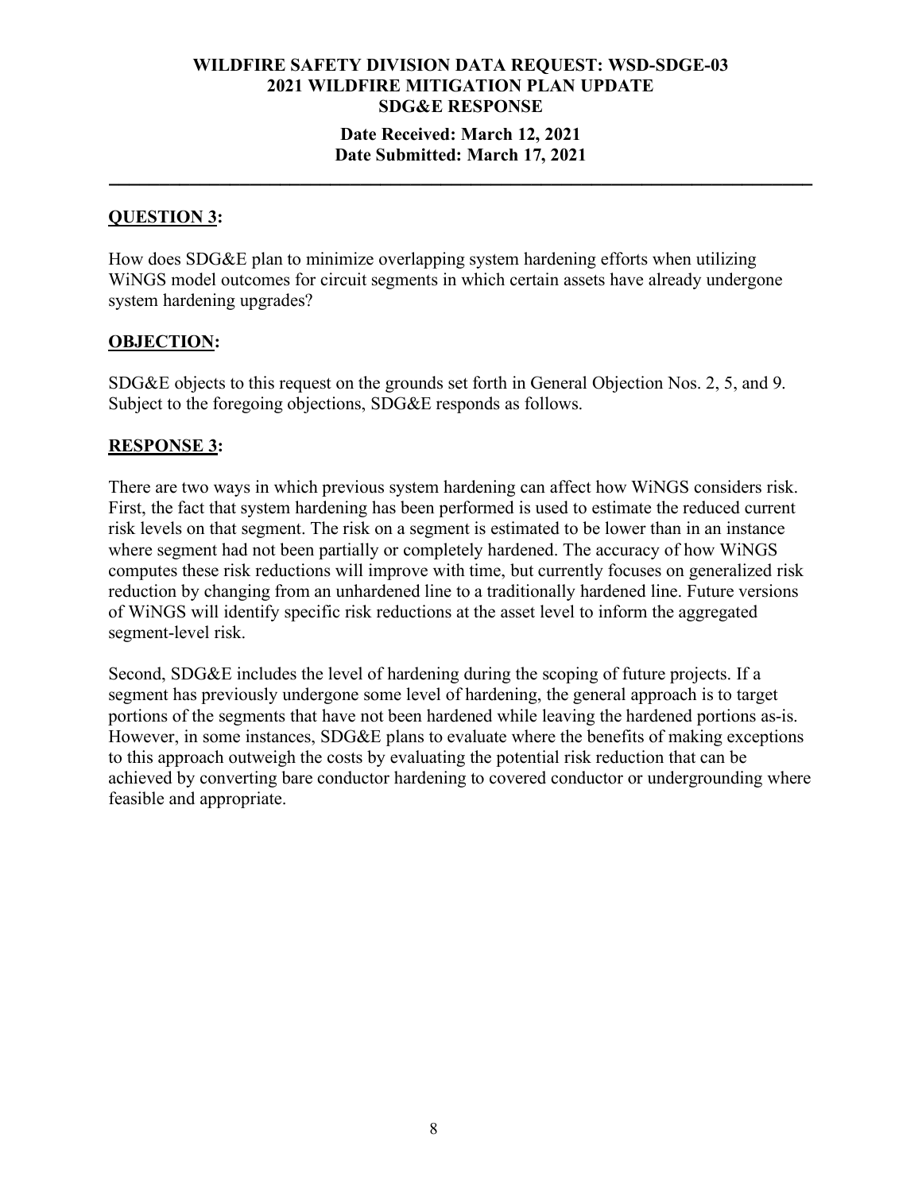**WILDFIRE SAFETY DIVISION DATA REQUEST: WSD-SDGE-03**
**2021 WILDFIRE MITIGATION PLAN UPDATE**
**SDG&E RESPONSE**

**Date Received: March 12, 2021**
**Date Submitted: March 17, 2021**

---

## QUESTION 3:

How does SDG&E plan to minimize overlapping system hardening efforts when utilizing WiNGS model outcomes for circuit segments in which certain assets have already undergone system hardening upgrades?

## OBJECTION:

SDG&E objects to this request on the grounds set forth in General Objection Nos. 2, 5, and 9. Subject to the foregoing objections, SDG&E responds as follows.

## RESPONSE 3:

There are two ways in which previous system hardening can affect how WiNGS considers risk. First, the fact that system hardening has been performed is used to estimate the reduced current risk levels on that segment. The risk on a segment is estimated to be lower than in an instance where segment had not been partially or completely hardened. The accuracy of how WiNGS computes these risk reductions will improve with time, but currently focuses on generalized risk reduction by changing from an unhardened line to a traditionally hardened line. Future versions of WiNGS will identify specific risk reductions at the asset level to inform the aggregated segment-level risk.

Second, SDG&E includes the level of hardening during the scoping of future projects. If a segment has previously undergone some level of hardening, the general approach is to target portions of the segments that have not been hardened while leaving the hardened portions as-is. However, in some instances, SDG&E plans to evaluate where the benefits of making exceptions to this approach outweigh the costs by evaluating the potential risk reduction that can be achieved by converting bare conductor hardening to covered conductor or undergrounding where feasible and appropriate.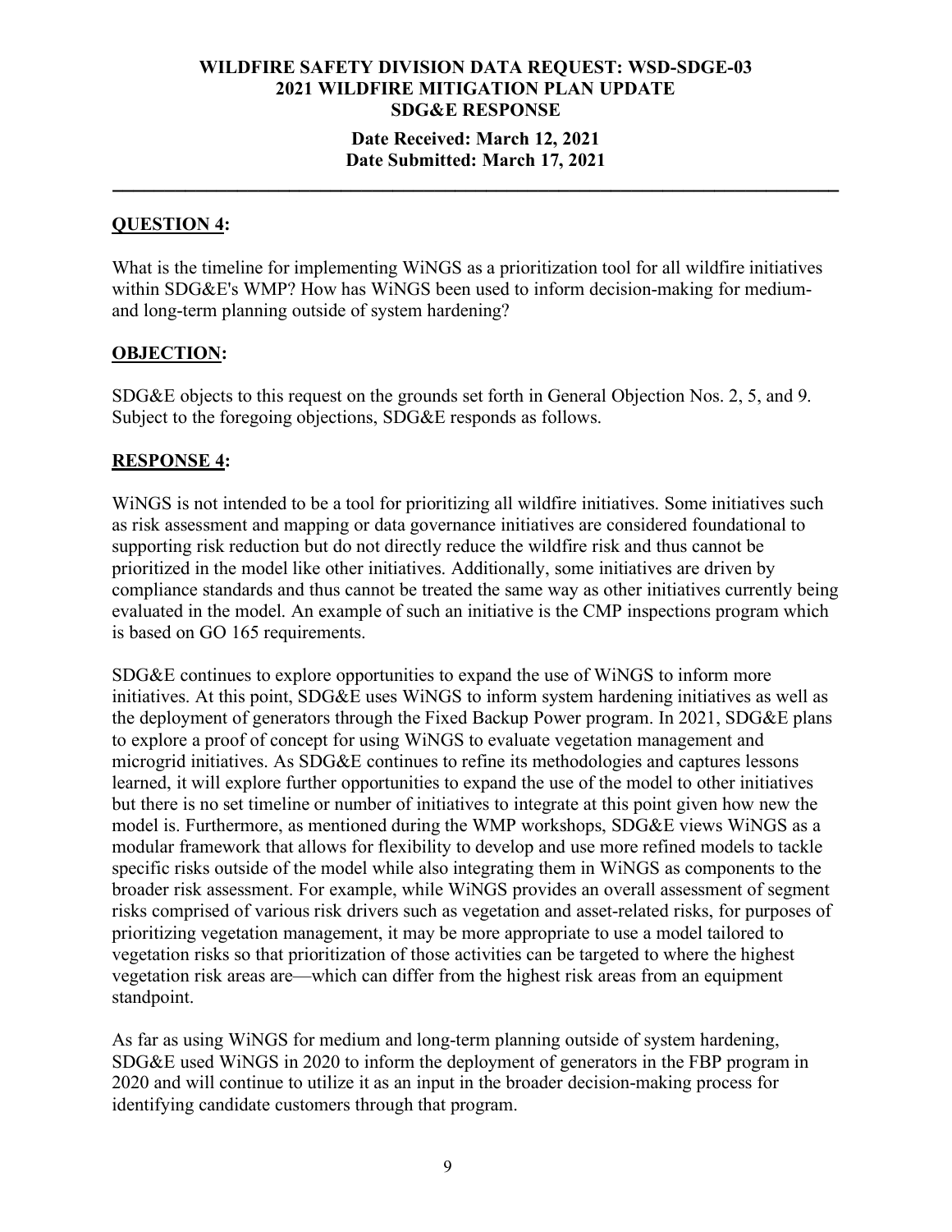**WILDFIRE SAFETY DIVISION DATA REQUEST: WSD-SDGE-03**
**2021 WILDFIRE MITIGATION PLAN UPDATE**
**SDG&E RESPONSE**

**Date Received: March 12, 2021**
**Date Submitted: March 17, 2021**

---

## QUESTION 4:

What is the timeline for implementing WiNGS as a prioritization tool for all wildfire initiatives within SDG&E's WMP? How has WiNGS been used to inform decision-making for medium- and long-term planning outside of system hardening?

## OBJECTION:

SDG&E objects to this request on the grounds set forth in General Objection Nos. 2, 5, and 9. Subject to the foregoing objections, SDG&E responds as follows.

## RESPONSE 4:

WiNGS is not intended to be a tool for prioritizing all wildfire initiatives. Some initiatives such as risk assessment and mapping or data governance initiatives are considered foundational to supporting risk reduction but do not directly reduce the wildfire risk and thus cannot be prioritized in the model like other initiatives. Additionally, some initiatives are driven by compliance standards and thus cannot be treated the same way as other initiatives currently being evaluated in the model. An example of such an initiative is the CMP inspections program which is based on GO 165 requirements.

SDG&E continues to explore opportunities to expand the use of WiNGS to inform more initiatives. At this point, SDG&E uses WiNGS to inform system hardening initiatives as well as the deployment of generators through the Fixed Backup Power program. In 2021, SDG&E plans to explore a proof of concept for using WiNGS to evaluate vegetation management and microgrid initiatives. As SDG&E continues to refine its methodologies and captures lessons learned, it will explore further opportunities to expand the use of the model to other initiatives but there is no set timeline or number of initiatives to integrate at this point given how new the model is. Furthermore, as mentioned during the WMP workshops, SDG&E views WiNGS as a modular framework that allows for flexibility to develop and use more refined models to tackle specific risks outside of the model while also integrating them in WiNGS as components to the broader risk assessment. For example, while WiNGS provides an overall assessment of segment risks comprised of various risk drivers such as vegetation and asset-related risks, for purposes of prioritizing vegetation management, it may be more appropriate to use a model tailored to vegetation risks so that prioritization of those activities can be targeted to where the highest vegetation risk areas are—which can differ from the highest risk areas from an equipment standpoint.

As far as using WiNGS for medium and long-term planning outside of system hardening, SDG&E used WiNGS in 2020 to inform the deployment of generators in the FBP program in 2020 and will continue to utilize it as an input in the broader decision-making process for identifying candidate customers through that program.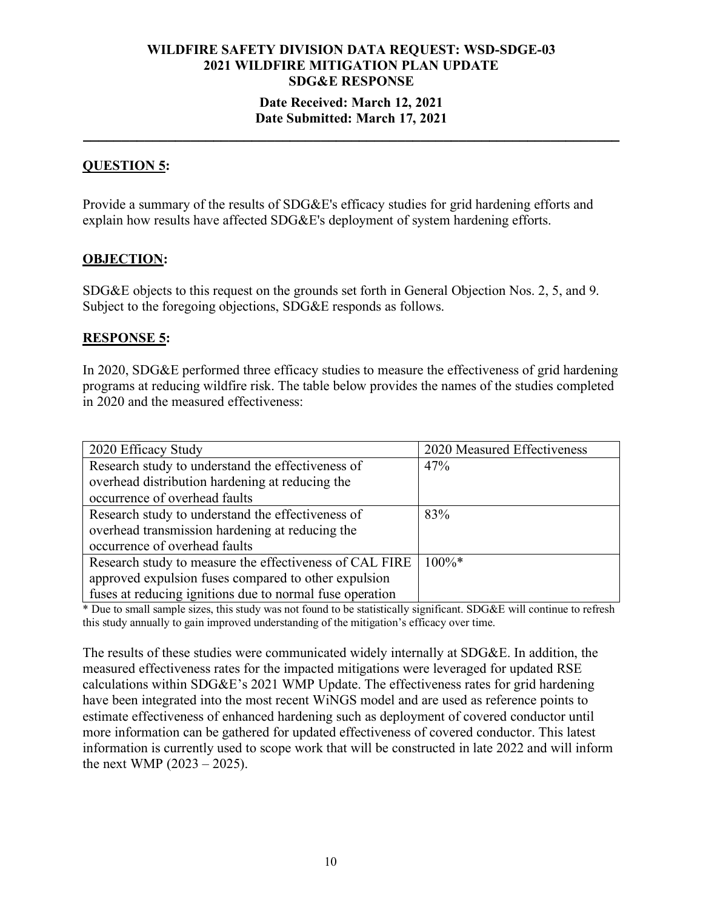**WILDFIRE SAFETY DIVISION DATA REQUEST: WSD-SDGE-03**
**2021 WILDFIRE MITIGATION PLAN UPDATE**
**SDG&E RESPONSE**

**Date Received: March 12, 2021**
**Date Submitted: March 17, 2021**

---

## QUESTION 5:

Provide a summary of the results of SDG&E's efficacy studies for grid hardening efforts and explain how results have affected SDG&E's deployment of system hardening efforts.

## OBJECTION:

SDG&E objects to this request on the grounds set forth in General Objection Nos. 2, 5, and 9. Subject to the foregoing objections, SDG&E responds as follows.

## RESPONSE 5:

In 2020, SDG&E performed three efficacy studies to measure the effectiveness of grid hardening programs at reducing wildfire risk. The table below provides the names of the studies completed in 2020 and the measured effectiveness:

| 2020 Efficacy Study | 2020 Measured Effectiveness |
|---|---|
| Research study to understand the effectiveness of overhead distribution hardening at reducing the occurrence of overhead faults | 47% |
| Research study to understand the effectiveness of overhead transmission hardening at reducing the occurrence of overhead faults | 83% |
| Research study to measure the effectiveness of CAL FIRE approved expulsion fuses compared to other expulsion fuses at reducing ignitions due to normal fuse operation | 100%* |

\* Due to small sample sizes, this study was not found to be statistically significant. SDG&E will continue to refresh this study annually to gain improved understanding of the mitigation's efficacy over time.

The results of these studies were communicated widely internally at SDG&E. In addition, the measured effectiveness rates for the impacted mitigations were leveraged for updated RSE calculations within SDG&E's 2021 WMP Update. The effectiveness rates for grid hardening have been integrated into the most recent WiNGS model and are used as reference points to estimate effectiveness of enhanced hardening such as deployment of covered conductor until more information can be gathered for updated effectiveness of covered conductor. This latest information is currently used to scope work that will be constructed in late 2022 and will inform the next WMP (2023 – 2025).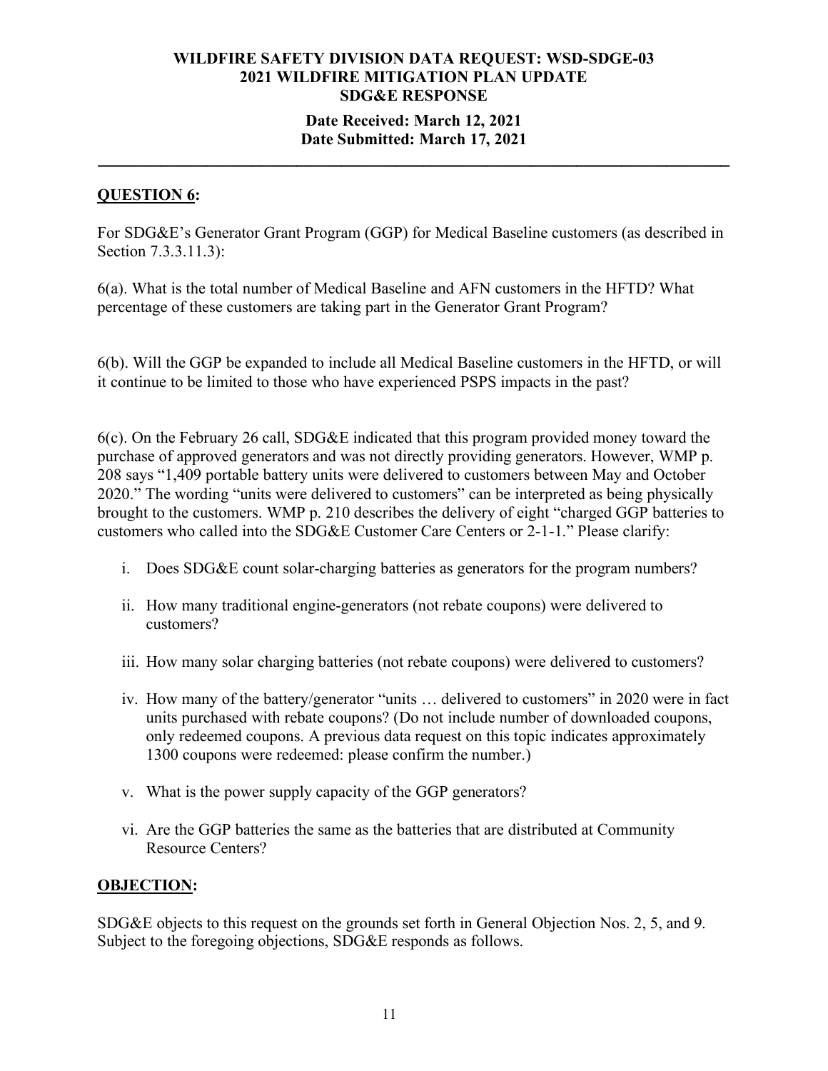**WILDFIRE SAFETY DIVISION DATA REQUEST: WSD-SDGE-03**
**2021 WILDFIRE MITIGATION PLAN UPDATE**
**SDG&E RESPONSE**

**Date Received: March 12, 2021**
**Date Submitted: March 17, 2021**

---

## QUESTION 6:

For SDG&E's Generator Grant Program (GGP) for Medical Baseline customers (as described in Section 7.3.3.11.3):

6(a). What is the total number of Medical Baseline and AFN customers in the HFTD? What percentage of these customers are taking part in the Generator Grant Program?

6(b). Will the GGP be expanded to include all Medical Baseline customers in the HFTD, or will it continue to be limited to those who have experienced PSPS impacts in the past?

6(c). On the February 26 call, SDG&E indicated that this program provided money toward the purchase of approved generators and was not directly providing generators. However, WMP p. 208 says "1,409 portable battery units were delivered to customers between May and October 2020." The wording "units were delivered to customers" can be interpreted as being physically brought to the customers. WMP p. 210 describes the delivery of eight "charged GGP batteries to customers who called into the SDG&E Customer Care Centers or 2-1-1." Please clarify:

i. Does SDG&E count solar-charging batteries as generators for the program numbers?

ii. How many traditional engine-generators (not rebate coupons) were delivered to customers?

iii. How many solar charging batteries (not rebate coupons) were delivered to customers?

iv. How many of the battery/generator "units … delivered to customers" in 2020 were in fact units purchased with rebate coupons? (Do not include number of downloaded coupons, only redeemed coupons. A previous data request on this topic indicates approximately 1300 coupons were redeemed: please confirm the number.)

v. What is the power supply capacity of the GGP generators?

vi. Are the GGP batteries the same as the batteries that are distributed at Community Resource Centers?

## OBJECTION:

SDG&E objects to this request on the grounds set forth in General Objection Nos. 2, 5, and 9. Subject to the foregoing objections, SDG&E responds as follows.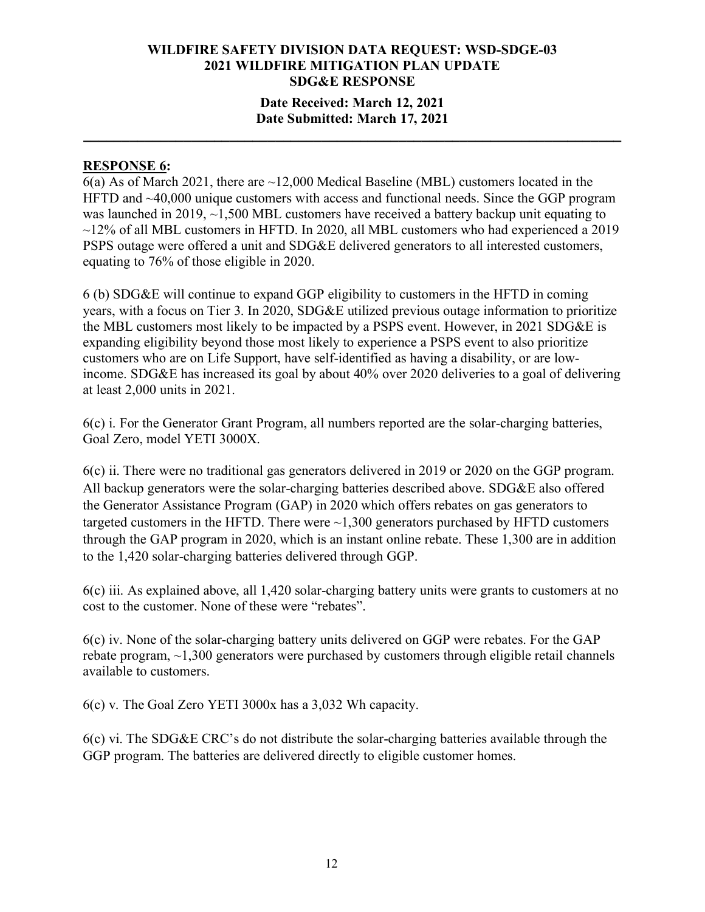**RESPONSE 6:**

6(a) As of March 2021, there are ~12,000 Medical Baseline (MBL) customers located in the HFTD and ~40,000 unique customers with access and functional needs. Since the GGP program was launched in 2019, ~1,500 MBL customers have received a battery backup unit equating to ~12% of all MBL customers in HFTD. In 2020, all MBL customers who had experienced a 2019 PSPS outage were offered a unit and SDG&E delivered generators to all interested customers, equating to 76% of those eligible in 2020.

6 (b) SDG&E will continue to expand GGP eligibility to customers in the HFTD in coming years, with a focus on Tier 3. In 2020, SDG&E utilized previous outage information to prioritize the MBL customers most likely to be impacted by a PSPS event. However, in 2021 SDG&E is expanding eligibility beyond those most likely to experience a PSPS event to also prioritize customers who are on Life Support, have self-identified as having a disability, or are low-income. SDG&E has increased its goal by about 40% over 2020 deliveries to a goal of delivering at least 2,000 units in 2021.

6(c) i. For the Generator Grant Program, all numbers reported are the solar-charging batteries, Goal Zero, model YETI 3000X.

6(c) ii. There were no traditional gas generators delivered in 2019 or 2020 on the GGP program. All backup generators were the solar-charging batteries described above. SDG&E also offered the Generator Assistance Program (GAP) in 2020 which offers rebates on gas generators to targeted customers in the HFTD. There were ~1,300 generators purchased by HFTD customers through the GAP program in 2020, which is an instant online rebate. These 1,300 are in addition to the 1,420 solar-charging batteries delivered through GGP.

6(c) iii. As explained above, all 1,420 solar-charging battery units were grants to customers at no cost to the customer. None of these were "rebates".

6(c) iv. None of the solar-charging battery units delivered on GGP were rebates. For the GAP rebate program, ~1,300 generators were purchased by customers through eligible retail channels available to customers.

6(c) v. The Goal Zero YETI 3000x has a 3,032 Wh capacity.

6(c) vi. The SDG&E CRC's do not distribute the solar-charging batteries available through the GGP program. The batteries are delivered directly to eligible customer homes.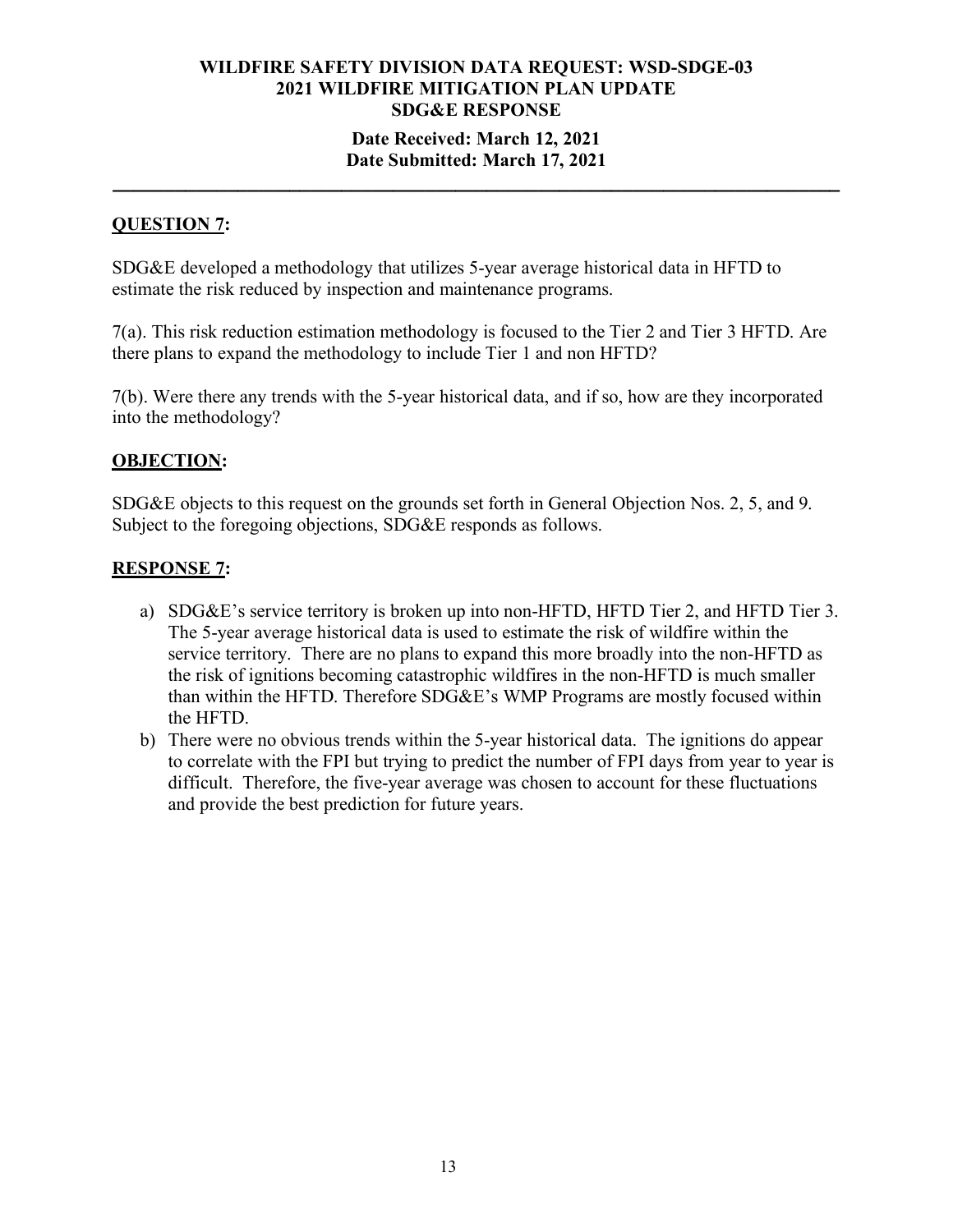**WILDFIRE SAFETY DIVISION DATA REQUEST: WSD-SDGE-03**
**2021 WILDFIRE MITIGATION PLAN UPDATE**
**SDG&E RESPONSE**

**Date Received: March 12, 2021**
**Date Submitted: March 17, 2021**

---

## QUESTION 7:

SDG&E developed a methodology that utilizes 5-year average historical data in HFTD to estimate the risk reduced by inspection and maintenance programs.

7(a). This risk reduction estimation methodology is focused to the Tier 2 and Tier 3 HFTD. Are there plans to expand the methodology to include Tier 1 and non HFTD?

7(b). Were there any trends with the 5-year historical data, and if so, how are they incorporated into the methodology?

## OBJECTION:

SDG&E objects to this request on the grounds set forth in General Objection Nos. 2, 5, and 9. Subject to the foregoing objections, SDG&E responds as follows.

## RESPONSE 7:

a) SDG&E's service territory is broken up into non-HFTD, HFTD Tier 2, and HFTD Tier 3. The 5-year average historical data is used to estimate the risk of wildfire within the service territory. There are no plans to expand this more broadly into the non-HFTD as the risk of ignitions becoming catastrophic wildfires in the non-HFTD is much smaller than within the HFTD. Therefore SDG&E's WMP Programs are mostly focused within the HFTD.

b) There were no obvious trends within the 5-year historical data. The ignitions do appear to correlate with the FPI but trying to predict the number of FPI days from year to year is difficult. Therefore, the five-year average was chosen to account for these fluctuations and provide the best prediction for future years.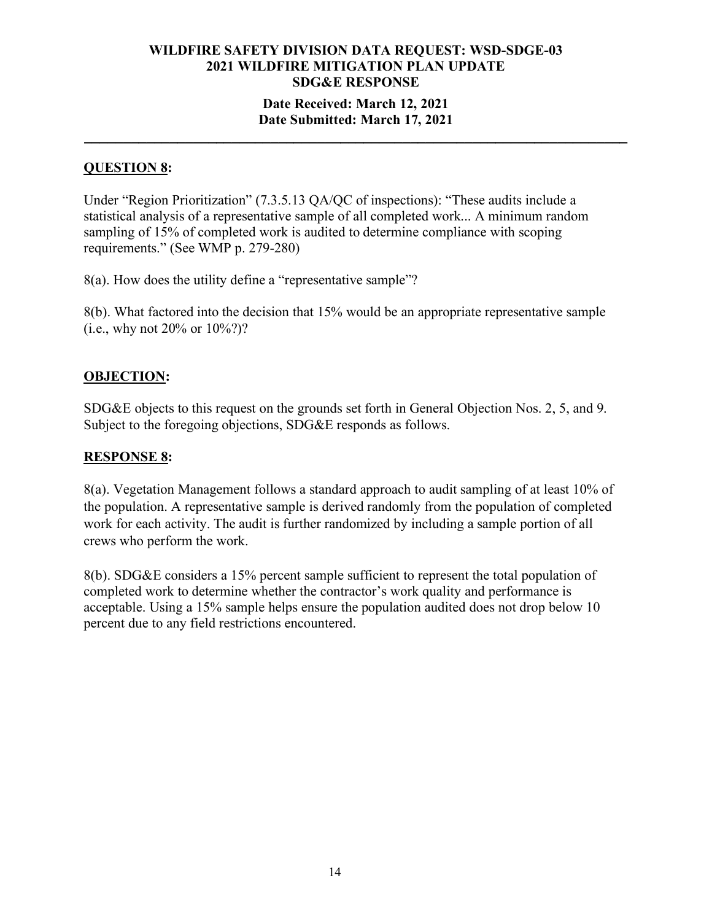**QUESTION 8:**

Under "Region Prioritization" (7.3.5.13 QA/QC of inspections): "These audits include a statistical analysis of a representative sample of all completed work... A minimum random sampling of 15% of completed work is audited to determine compliance with scoping requirements." (See WMP p. 279-280)

8(a). How does the utility define a "representative sample"?

8(b). What factored into the decision that 15% would be an appropriate representative sample (i.e., why not 20% or 10%?)?

**OBJECTION:**

SDG&E objects to this request on the grounds set forth in General Objection Nos. 2, 5, and 9. Subject to the foregoing objections, SDG&E responds as follows.

**RESPONSE 8:**

8(a). Vegetation Management follows a standard approach to audit sampling of at least 10% of the population. A representative sample is derived randomly from the population of completed work for each activity. The audit is further randomized by including a sample portion of all crews who perform the work.

8(b). SDG&E considers a 15% percent sample sufficient to represent the total population of completed work to determine whether the contractor's work quality and performance is acceptable. Using a 15% sample helps ensure the population audited does not drop below 10 percent due to any field restrictions encountered.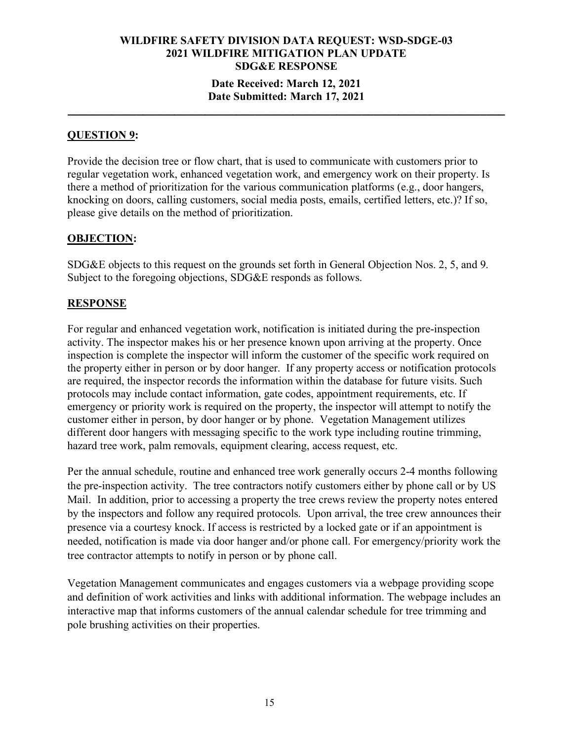**WILDFIRE SAFETY DIVISION DATA REQUEST: WSD-SDGE-03**
**2021 WILDFIRE MITIGATION PLAN UPDATE**
**SDG&E RESPONSE**

**Date Received: March 12, 2021**
**Date Submitted: March 17, 2021**

---

## QUESTION 9:

Provide the decision tree or flow chart, that is used to communicate with customers prior to regular vegetation work, enhanced vegetation work, and emergency work on their property. Is there a method of prioritization for the various communication platforms (e.g., door hangers, knocking on doors, calling customers, social media posts, emails, certified letters, etc.)? If so, please give details on the method of prioritization.

## OBJECTION:

SDG&E objects to this request on the grounds set forth in General Objection Nos. 2, 5, and 9. Subject to the foregoing objections, SDG&E responds as follows.

## RESPONSE

For regular and enhanced vegetation work, notification is initiated during the pre-inspection activity. The inspector makes his or her presence known upon arriving at the property. Once inspection is complete the inspector will inform the customer of the specific work required on the property either in person or by door hanger. If any property access or notification protocols are required, the inspector records the information within the database for future visits. Such protocols may include contact information, gate codes, appointment requirements, etc. If emergency or priority work is required on the property, the inspector will attempt to notify the customer either in person, by door hanger or by phone. Vegetation Management utilizes different door hangers with messaging specific to the work type including routine trimming, hazard tree work, palm removals, equipment clearing, access request, etc.

Per the annual schedule, routine and enhanced tree work generally occurs 2-4 months following the pre-inspection activity. The tree contractors notify customers either by phone call or by US Mail. In addition, prior to accessing a property the tree crews review the property notes entered by the inspectors and follow any required protocols. Upon arrival, the tree crew announces their presence via a courtesy knock. If access is restricted by a locked gate or if an appointment is needed, notification is made via door hanger and/or phone call. For emergency/priority work the tree contractor attempts to notify in person or by phone call.

Vegetation Management communicates and engages customers via a webpage providing scope and definition of work activities and links with additional information. The webpage includes an interactive map that informs customers of the annual calendar schedule for tree trimming and pole brushing activities on their properties.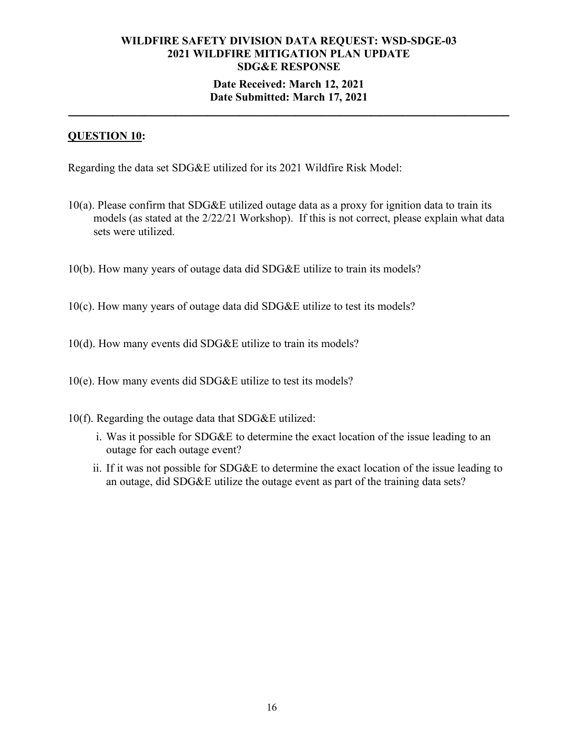**WILDFIRE SAFETY DIVISION DATA REQUEST: WSD-SDGE-03**
**2021 WILDFIRE MITIGATION PLAN UPDATE**
**SDG&E RESPONSE**

**Date Received: March 12, 2021**
**Date Submitted: March 17, 2021**

---

**<u>QUESTION 10</u>:**

Regarding the data set SDG&E utilized for its 2021 Wildfire Risk Model:

10(a). Please confirm that SDG&E utilized outage data as a proxy for ignition data to train its models (as stated at the 2/22/21 Workshop). If this is not correct, please explain what data sets were utilized.

10(b). How many years of outage data did SDG&E utilize to train its models?

10(c). How many years of outage data did SDG&E utilize to test its models?

10(d). How many events did SDG&E utilize to train its models?

10(e). How many events did SDG&E utilize to test its models?

10(f). Regarding the outage data that SDG&E utilized:

i. Was it possible for SDG&E to determine the exact location of the issue leading to an outage for each outage event?

ii. If it was not possible for SDG&E to determine the exact location of the issue leading to an outage, did SDG&E utilize the outage event as part of the training data sets?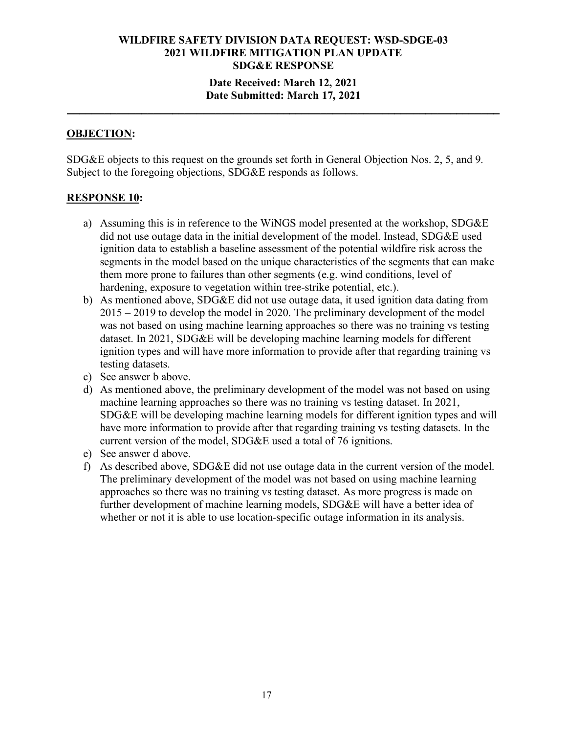**OBJECTION:**

SDG&E objects to this request on the grounds set forth in General Objection Nos. 2, 5, and 9. Subject to the foregoing objections, SDG&E responds as follows.

**RESPONSE 10:**

a) Assuming this is in reference to the WiNGS model presented at the workshop, SDG&E did not use outage data in the initial development of the model. Instead, SDG&E used ignition data to establish a baseline assessment of the potential wildfire risk across the segments in the model based on the unique characteristics of the segments that can make them more prone to failures than other segments (e.g. wind conditions, level of hardening, exposure to vegetation within tree-strike potential, etc.).
b) As mentioned above, SDG&E did not use outage data, it used ignition data dating from 2015 – 2019 to develop the model in 2020. The preliminary development of the model was not based on using machine learning approaches so there was no training vs testing dataset. In 2021, SDG&E will be developing machine learning models for different ignition types and will have more information to provide after that regarding training vs testing datasets.
c) See answer b above.
d) As mentioned above, the preliminary development of the model was not based on using machine learning approaches so there was no training vs testing dataset. In 2021, SDG&E will be developing machine learning models for different ignition types and will have more information to provide after that regarding training vs testing datasets. In the current version of the model, SDG&E used a total of 76 ignitions.
e) See answer d above.
f) As described above, SDG&E did not use outage data in the current version of the model. The preliminary development of the model was not based on using machine learning approaches so there was no training vs testing dataset. As more progress is made on further development of machine learning models, SDG&E will have a better idea of whether or not it is able to use location-specific outage information in its analysis.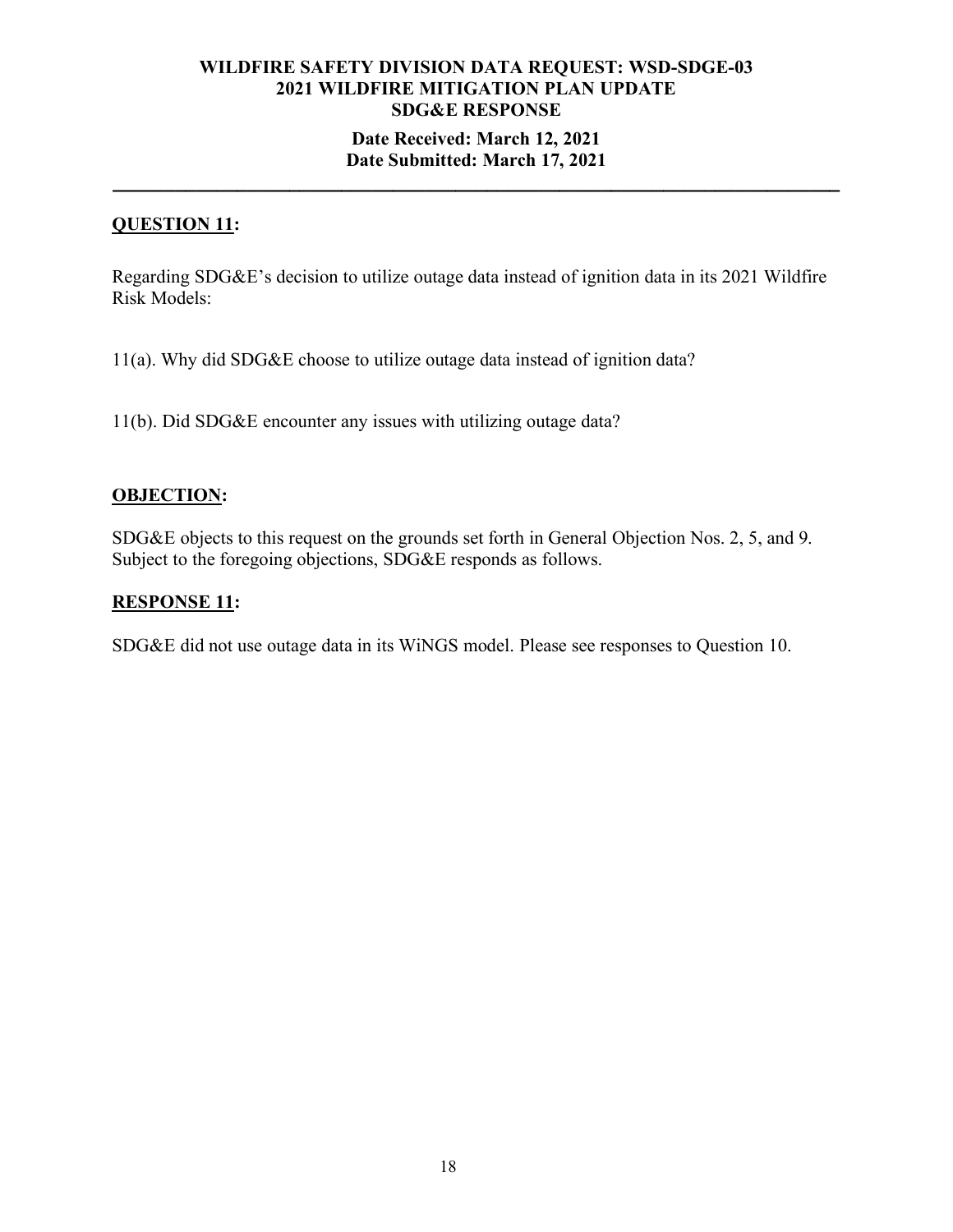## WILDFIRE SAFETY DIVISION DATA REQUEST: WSD-SDGE-03
## 2021 WILDFIRE MITIGATION PLAN UPDATE
## SDG&E RESPONSE

**Date Received: March 12, 2021**
**Date Submitted: March 17, 2021**

---

### QUESTION 11:

Regarding SDG&E's decision to utilize outage data instead of ignition data in its 2021 Wildfire Risk Models:

11(a). Why did SDG&E choose to utilize outage data instead of ignition data?

11(b). Did SDG&E encounter any issues with utilizing outage data?

### OBJECTION:

SDG&E objects to this request on the grounds set forth in General Objection Nos. 2, 5, and 9. Subject to the foregoing objections, SDG&E responds as follows.

### RESPONSE 11:

SDG&E did not use outage data in its WiNGS model. Please see responses to Question 10.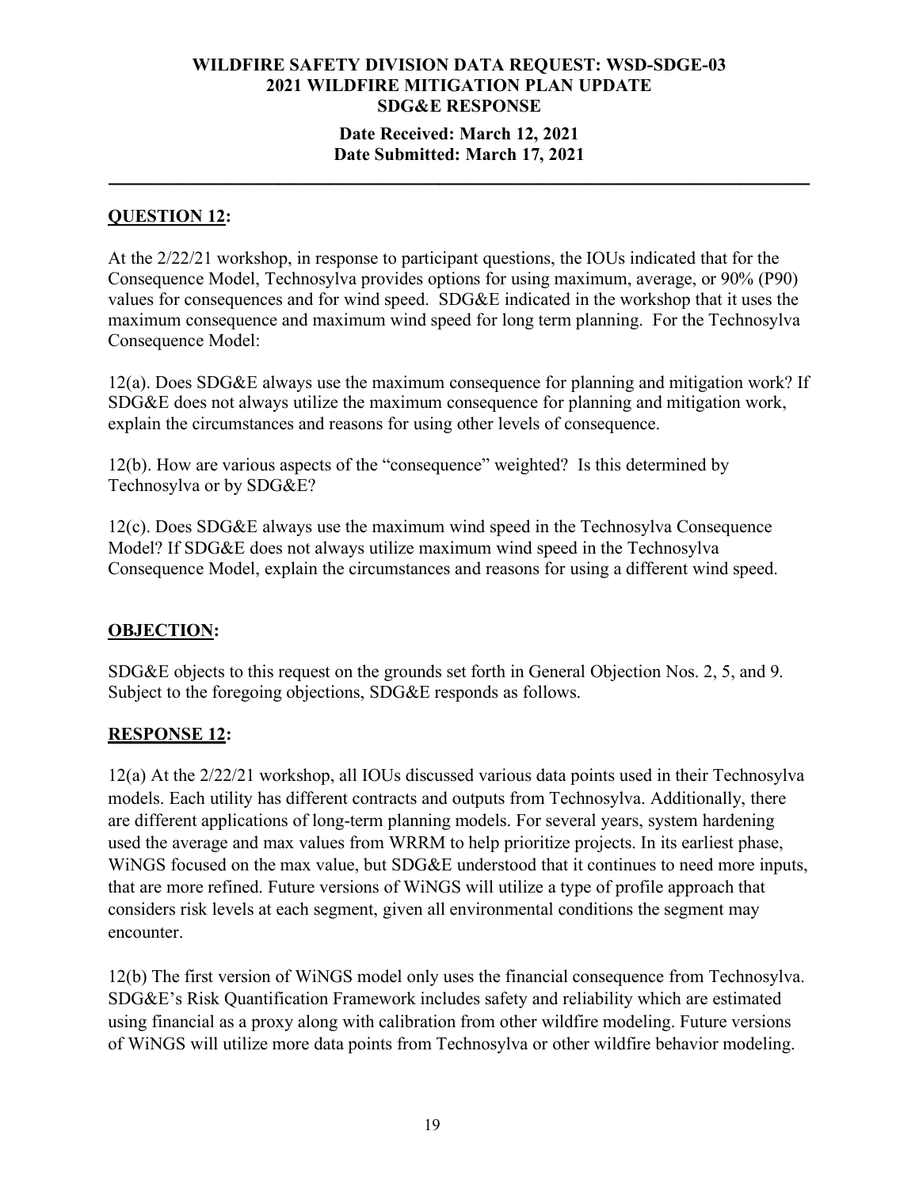**WILDFIRE SAFETY DIVISION DATA REQUEST: WSD-SDGE-03**
**2021 WILDFIRE MITIGATION PLAN UPDATE**
**SDG&E RESPONSE**

**Date Received: March 12, 2021**
**Date Submitted: March 17, 2021**

---

## QUESTION 12:

At the 2/22/21 workshop, in response to participant questions, the IOUs indicated that for the Consequence Model, Technosylva provides options for using maximum, average, or 90% (P90) values for consequences and for wind speed. SDG&E indicated in the workshop that it uses the maximum consequence and maximum wind speed for long term planning. For the Technosylva Consequence Model:

12(a). Does SDG&E always use the maximum consequence for planning and mitigation work? If SDG&E does not always utilize the maximum consequence for planning and mitigation work, explain the circumstances and reasons for using other levels of consequence.

12(b). How are various aspects of the "consequence" weighted? Is this determined by Technosylva or by SDG&E?

12(c). Does SDG&E always use the maximum wind speed in the Technosylva Consequence Model? If SDG&E does not always utilize maximum wind speed in the Technosylva Consequence Model, explain the circumstances and reasons for using a different wind speed.

## OBJECTION:

SDG&E objects to this request on the grounds set forth in General Objection Nos. 2, 5, and 9. Subject to the foregoing objections, SDG&E responds as follows.

## RESPONSE 12:

12(a) At the 2/22/21 workshop, all IOUs discussed various data points used in their Technosylva models. Each utility has different contracts and outputs from Technosylva. Additionally, there are different applications of long-term planning models. For several years, system hardening used the average and max values from WRRM to help prioritize projects. In its earliest phase, WiNGS focused on the max value, but SDG&E understood that it continues to need more inputs, that are more refined. Future versions of WiNGS will utilize a type of profile approach that considers risk levels at each segment, given all environmental conditions the segment may encounter.

12(b) The first version of WiNGS model only uses the financial consequence from Technosylva. SDG&E's Risk Quantification Framework includes safety and reliability which are estimated using financial as a proxy along with calibration from other wildfire modeling. Future versions of WiNGS will utilize more data points from Technosylva or other wildfire behavior modeling.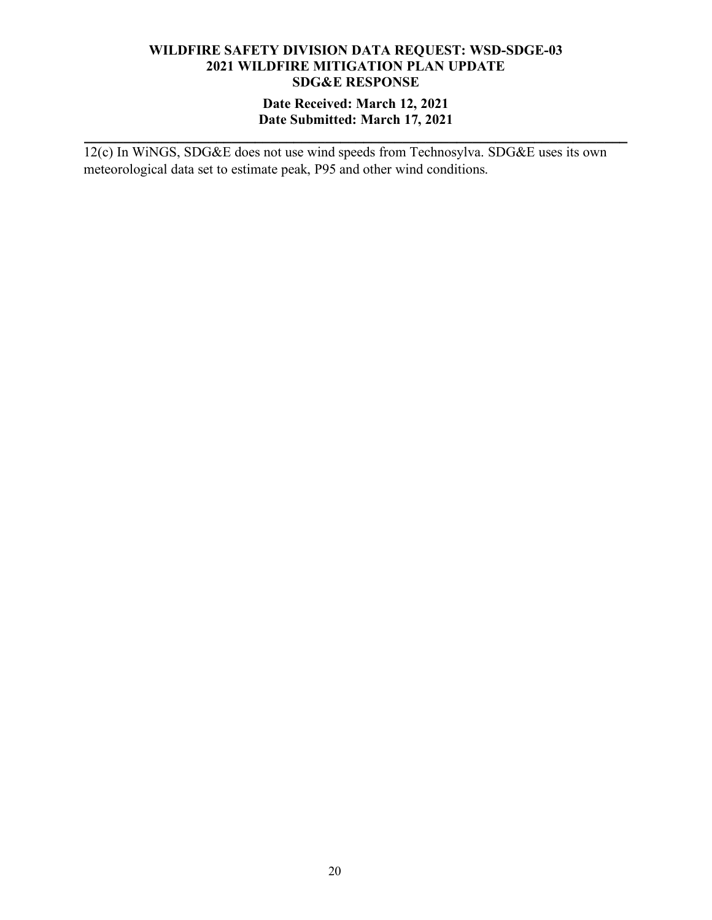12(c) In WiNGS, SDG&E does not use wind speeds from Technosylva. SDG&E uses its own meteorological data set to estimate peak, P95 and other wind conditions.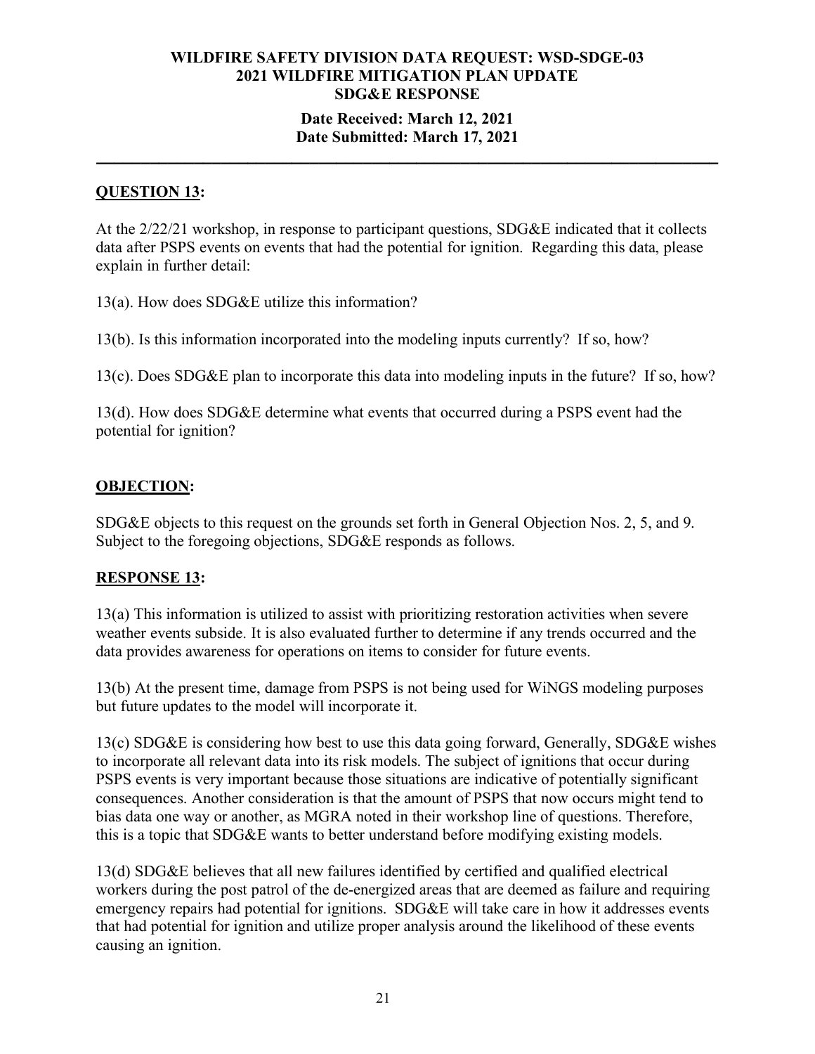**WILDFIRE SAFETY DIVISION DATA REQUEST: WSD-SDGE-03**
**2021 WILDFIRE MITIGATION PLAN UPDATE**
**SDG&E RESPONSE**
**Date Received: March 12, 2021**
**Date Submitted: March 17, 2021**

---

## QUESTION 13:

At the 2/22/21 workshop, in response to participant questions, SDG&E indicated that it collects data after PSPS events on events that had the potential for ignition. Regarding this data, please explain in further detail:

13(a). How does SDG&E utilize this information?

13(b). Is this information incorporated into the modeling inputs currently? If so, how?

13(c). Does SDG&E plan to incorporate this data into modeling inputs in the future? If so, how?

13(d). How does SDG&E determine what events that occurred during a PSPS event had the potential for ignition?

## OBJECTION:

SDG&E objects to this request on the grounds set forth in General Objection Nos. 2, 5, and 9. Subject to the foregoing objections, SDG&E responds as follows.

## RESPONSE 13:

13(a) This information is utilized to assist with prioritizing restoration activities when severe weather events subside. It is also evaluated further to determine if any trends occurred and the data provides awareness for operations on items to consider for future events.

13(b) At the present time, damage from PSPS is not being used for WiNGS modeling purposes but future updates to the model will incorporate it.

13(c) SDG&E is considering how best to use this data going forward, Generally, SDG&E wishes to incorporate all relevant data into its risk models. The subject of ignitions that occur during PSPS events is very important because those situations are indicative of potentially significant consequences. Another consideration is that the amount of PSPS that now occurs might tend to bias data one way or another, as MGRA noted in their workshop line of questions. Therefore, this is a topic that SDG&E wants to better understand before modifying existing models.

13(d) SDG&E believes that all new failures identified by certified and qualified electrical workers during the post patrol of the de-energized areas that are deemed as failure and requiring emergency repairs had potential for ignitions. SDG&E will take care in how it addresses events that had potential for ignition and utilize proper analysis around the likelihood of these events causing an ignition.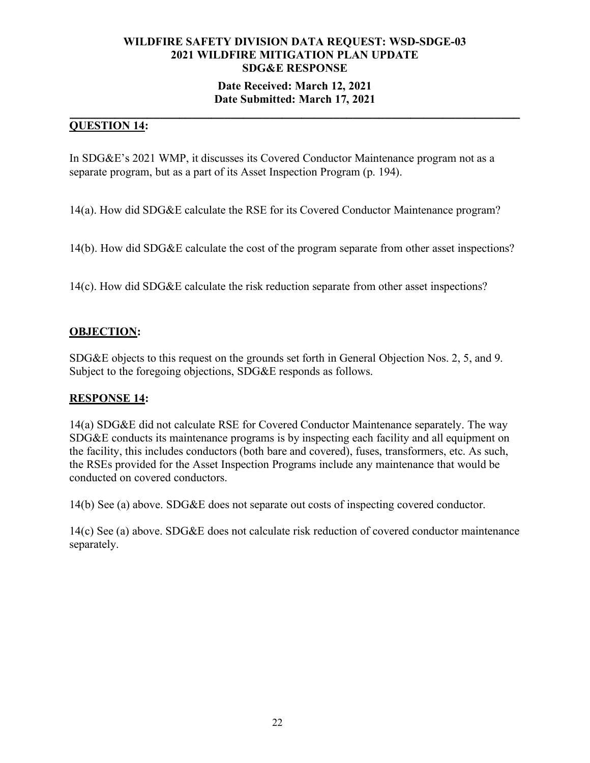**WILDFIRE SAFETY DIVISION DATA REQUEST: WSD-SDGE-03**
**2021 WILDFIRE MITIGATION PLAN UPDATE**
**SDG&E RESPONSE**

**Date Received: March 12, 2021**
**Date Submitted: March 17, 2021**

---

## QUESTION 14:

In SDG&E's 2021 WMP, it discusses its Covered Conductor Maintenance program not as a separate program, but as a part of its Asset Inspection Program (p. 194).

14(a). How did SDG&E calculate the RSE for its Covered Conductor Maintenance program?

14(b). How did SDG&E calculate the cost of the program separate from other asset inspections?

14(c). How did SDG&E calculate the risk reduction separate from other asset inspections?

## OBJECTION:

SDG&E objects to this request on the grounds set forth in General Objection Nos. 2, 5, and 9. Subject to the foregoing objections, SDG&E responds as follows.

## RESPONSE 14:

14(a) SDG&E did not calculate RSE for Covered Conductor Maintenance separately. The way SDG&E conducts its maintenance programs is by inspecting each facility and all equipment on the facility, this includes conductors (both bare and covered), fuses, transformers, etc. As such, the RSEs provided for the Asset Inspection Programs include any maintenance that would be conducted on covered conductors.

14(b) See (a) above. SDG&E does not separate out costs of inspecting covered conductor.

14(c) See (a) above. SDG&E does not calculate risk reduction of covered conductor maintenance separately.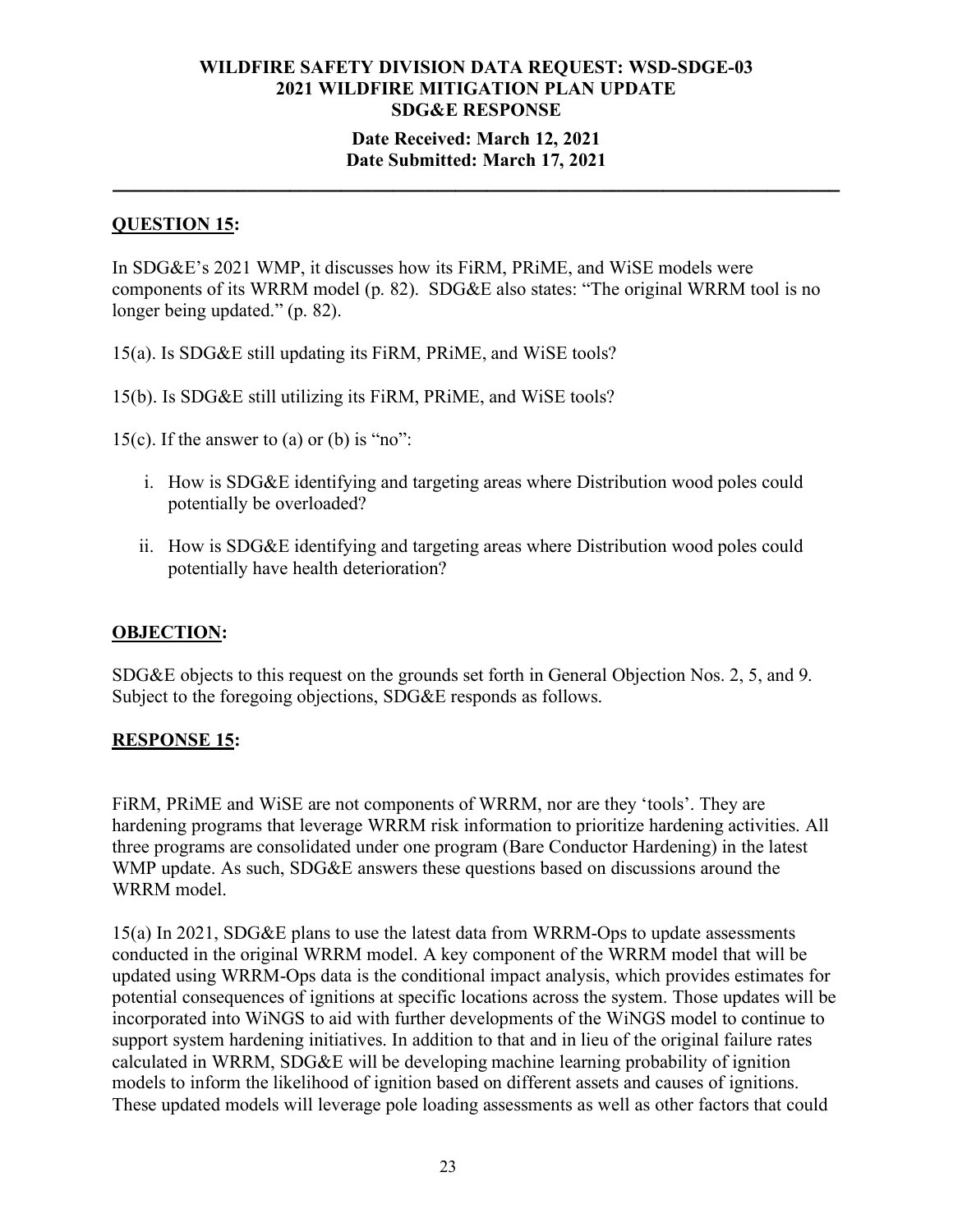**WILDFIRE SAFETY DIVISION DATA REQUEST: WSD-SDGE-03**
**2021 WILDFIRE MITIGATION PLAN UPDATE**
**SDG&E RESPONSE**

**Date Received: March 12, 2021**
**Date Submitted: March 17, 2021**

---

## QUESTION 15:

In SDG&E's 2021 WMP, it discusses how its FiRM, PRiME, and WiSE models were components of its WRRM model (p. 82). SDG&E also states: "The original WRRM tool is no longer being updated." (p. 82).

15(a). Is SDG&E still updating its FiRM, PRiME, and WiSE tools?

15(b). Is SDG&E still utilizing its FiRM, PRiME, and WiSE tools?

15(c). If the answer to (a) or (b) is "no":

i. How is SDG&E identifying and targeting areas where Distribution wood poles could potentially be overloaded?

ii. How is SDG&E identifying and targeting areas where Distribution wood poles could potentially have health deterioration?

## OBJECTION:

SDG&E objects to this request on the grounds set forth in General Objection Nos. 2, 5, and 9. Subject to the foregoing objections, SDG&E responds as follows.

## RESPONSE 15:

FiRM, PRiME and WiSE are not components of WRRM, nor are they 'tools'. They are hardening programs that leverage WRRM risk information to prioritize hardening activities. All three programs are consolidated under one program (Bare Conductor Hardening) in the latest WMP update. As such, SDG&E answers these questions based on discussions around the WRRM model.

15(a) In 2021, SDG&E plans to use the latest data from WRRM-Ops to update assessments conducted in the original WRRM model. A key component of the WRRM model that will be updated using WRRM-Ops data is the conditional impact analysis, which provides estimates for potential consequences of ignitions at specific locations across the system. Those updates will be incorporated into WiNGS to aid with further developments of the WiNGS model to continue to support system hardening initiatives. In addition to that and in lieu of the original failure rates calculated in WRRM, SDG&E will be developing machine learning probability of ignition models to inform the likelihood of ignition based on different assets and causes of ignitions. These updated models will leverage pole loading assessments as well as other factors that could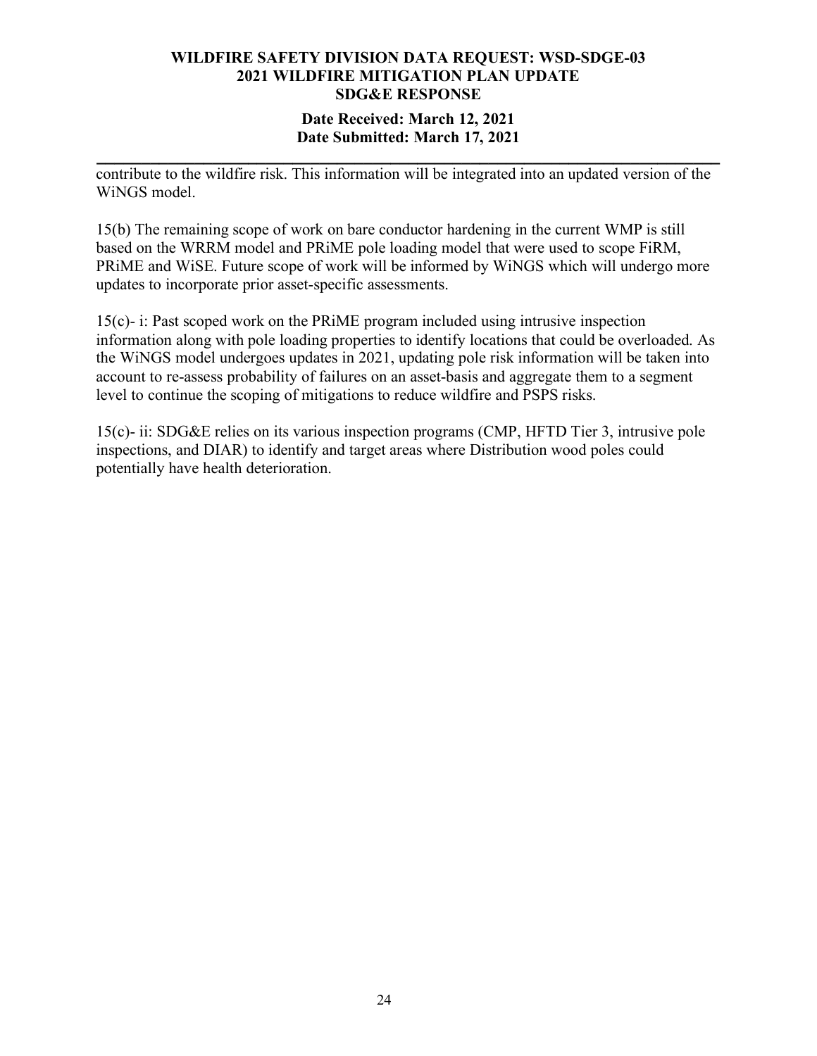contribute to the wildfire risk. This information will be integrated into an updated version of the WiNGS model.

15(b) The remaining scope of work on bare conductor hardening in the current WMP is still based on the WRRM model and PRiME pole loading model that were used to scope FiRM, PRiME and WiSE. Future scope of work will be informed by WiNGS which will undergo more updates to incorporate prior asset-specific assessments.

15(c)- i: Past scoped work on the PRiME program included using intrusive inspection information along with pole loading properties to identify locations that could be overloaded. As the WiNGS model undergoes updates in 2021, updating pole risk information will be taken into account to re-assess probability of failures on an asset-basis and aggregate them to a segment level to continue the scoping of mitigations to reduce wildfire and PSPS risks.

15(c)- ii: SDG&E relies on its various inspection programs (CMP, HFTD Tier 3, intrusive pole inspections, and DIAR) to identify and target areas where Distribution wood poles could potentially have health deterioration.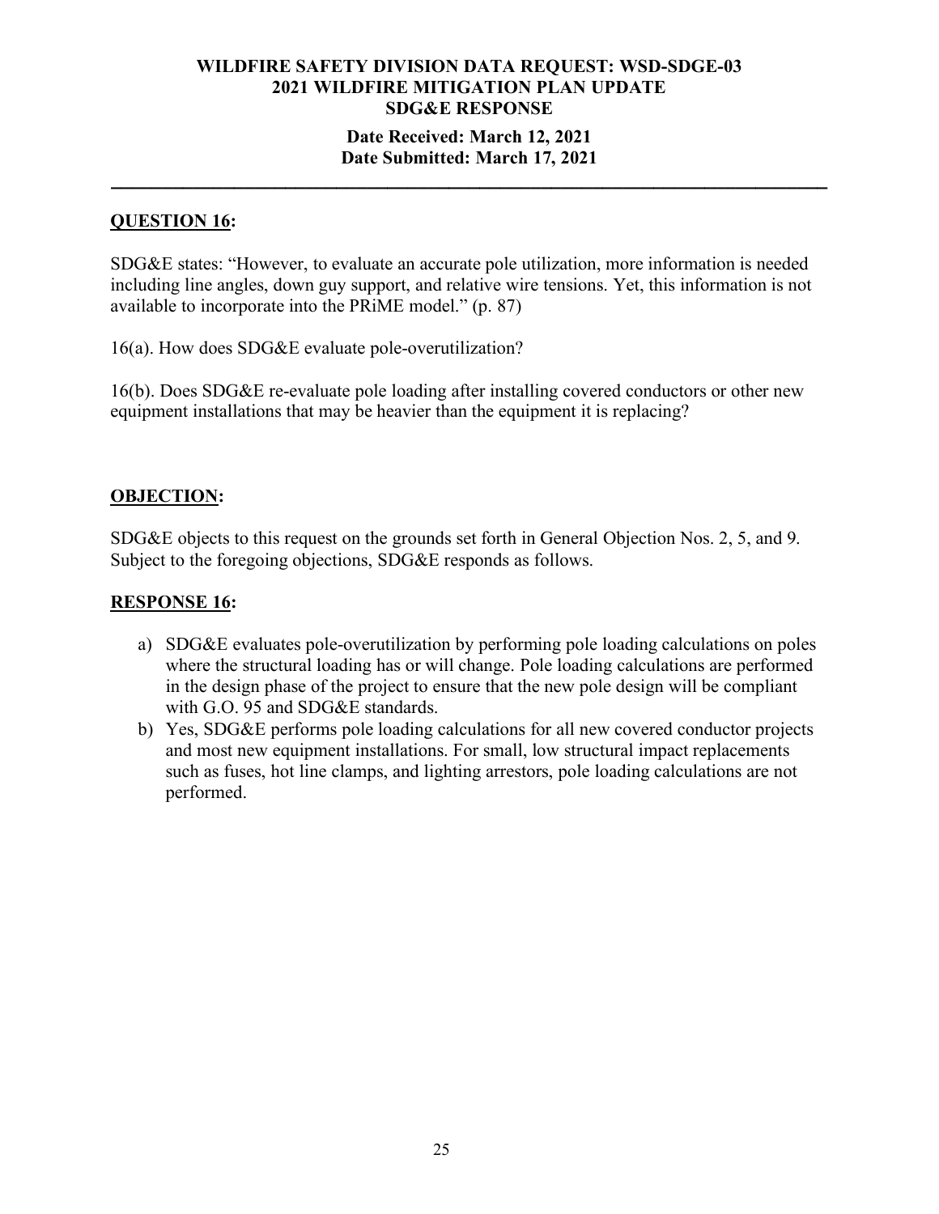**WILDFIRE SAFETY DIVISION DATA REQUEST: WSD-SDGE-03**
**2021 WILDFIRE MITIGATION PLAN UPDATE**
**SDG&E RESPONSE**

**Date Received: March 12, 2021**
**Date Submitted: March 17, 2021**

---

## QUESTION 16:

SDG&E states: "However, to evaluate an accurate pole utilization, more information is needed including line angles, down guy support, and relative wire tensions. Yet, this information is not available to incorporate into the PRiME model." (p. 87)

16(a). How does SDG&E evaluate pole-overutilization?

16(b). Does SDG&E re-evaluate pole loading after installing covered conductors or other new equipment installations that may be heavier than the equipment it is replacing?

## OBJECTION:

SDG&E objects to this request on the grounds set forth in General Objection Nos. 2, 5, and 9. Subject to the foregoing objections, SDG&E responds as follows.

## RESPONSE 16:

a) SDG&E evaluates pole-overutilization by performing pole loading calculations on poles where the structural loading has or will change. Pole loading calculations are performed in the design phase of the project to ensure that the new pole design will be compliant with G.O. 95 and SDG&E standards.

b) Yes, SDG&E performs pole loading calculations for all new covered conductor projects and most new equipment installations. For small, low structural impact replacements such as fuses, hot line clamps, and lighting arrestors, pole loading calculations are not performed.